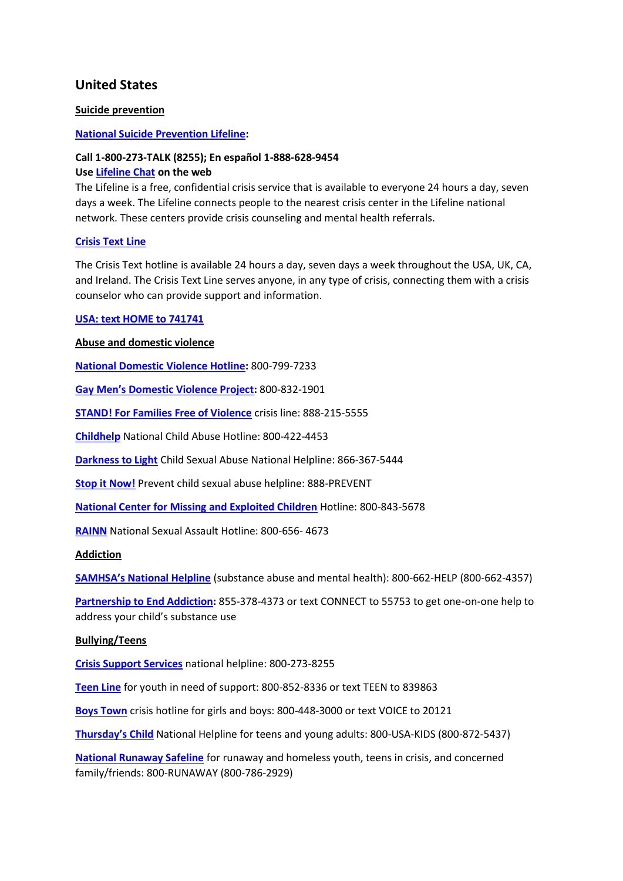## United States

**Suicide prevention**

**National Suicide Prevention Lifeline:**

**Call 1-800-273-TALK (8255); En español 1-888-628-9454**
**Use Lifeline Chat on the web**
The Lifeline is a free, confidential crisis service that is available to everyone 24 hours a day, seven days a week. The Lifeline connects people to the nearest crisis center in the Lifeline national network. These centers provide crisis counseling and mental health referrals.

**Crisis Text Line**

The Crisis Text hotline is available 24 hours a day, seven days a week throughout the USA, UK, CA, and Ireland. The Crisis Text Line serves anyone, in any type of crisis, connecting them with a crisis counselor who can provide support and information.

**USA: text HOME to 741741**

**Abuse and domestic violence**

**National Domestic Violence Hotline:** 800-799-7233

**Gay Men's Domestic Violence Project:** 800-832-1901

**STAND! For Families Free of Violence** crisis line: 888-215-5555

**Childhelp** National Child Abuse Hotline: 800-422-4453

**Darkness to Light** Child Sexual Abuse National Helpline: 866-367-5444

**Stop it Now!** Prevent child sexual abuse helpline: 888-PREVENT

**National Center for Missing and Exploited Children** Hotline: 800-843-5678

**RAINN** National Sexual Assault Hotline: 800-656- 4673

**Addiction**

**SAMHSA's National Helpline** (substance abuse and mental health): 800-662-HELP (800-662-4357)

**Partnership to End Addiction:** 855-378-4373 or text CONNECT to 55753 to get one-on-one help to address your child's substance use

**Bullying/Teens**

**Crisis Support Services** national helpline: 800-273-8255

**Teen Line** for youth in need of support: 800-852-8336 or text TEEN to 839863

**Boys Town** crisis hotline for girls and boys: 800-448-3000 or text VOICE to 20121

**Thursday's Child** National Helpline for teens and young adults: 800-USA-KIDS (800-872-5437)

**National Runaway Safeline** for runaway and homeless youth, teens in crisis, and concerned family/friends: 800-RUNAWAY (800-786-2929)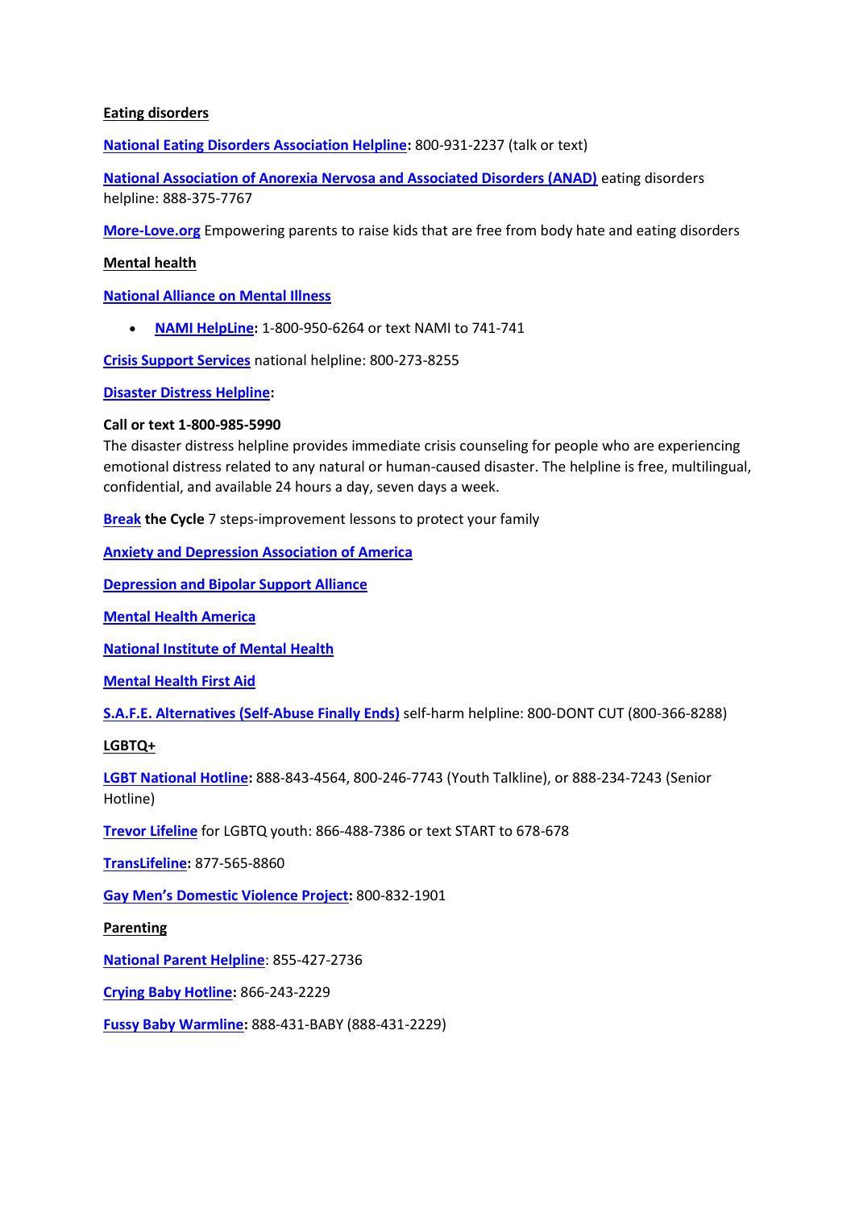**Eating disorders**

**National Eating Disorders Association Helpline:** 800-931-2237 (talk or text)

**National Association of Anorexia Nervosa and Associated Disorders (ANAD)** eating disorders helpline: 888-375-7767

**More-Love.org** Empowering parents to raise kids that are free from body hate and eating disorders

**Mental health**

**National Alliance on Mental Illness**

- **NAMI HelpLine:** 1-800-950-6264 or text NAMI to 741-741

**Crisis Support Services** national helpline: 800-273-8255

**Disaster Distress Helpline:**

**Call or text 1-800-985-5990**
The disaster distress helpline provides immediate crisis counseling for people who are experiencing emotional distress related to any natural or human-caused disaster. The helpline is free, multilingual, confidential, and available 24 hours a day, seven days a week.

**Break the Cycle** 7 steps-improvement lessons to protect your family

**Anxiety and Depression Association of America**

**Depression and Bipolar Support Alliance**

**Mental Health America**

**National Institute of Mental Health**

**Mental Health First Aid**

**S.A.F.E. Alternatives (Self-Abuse Finally Ends)** self-harm helpline: 800-DONT CUT (800-366-8288)

**LGBTQ+**

**LGBT National Hotline:** 888-843-4564, 800-246-7743 (Youth Talkline), or 888-234-7243 (Senior Hotline)

**Trevor Lifeline** for LGBTQ youth: 866-488-7386 or text START to 678-678

**TransLifeline:** 877-565-8860

**Gay Men's Domestic Violence Project:** 800-832-1901

**Parenting**

**National Parent Helpline**: 855-427-2736

**Crying Baby Hotline:** 866-243-2229

**Fussy Baby Warmline:** 888-431-BABY (888-431-2229)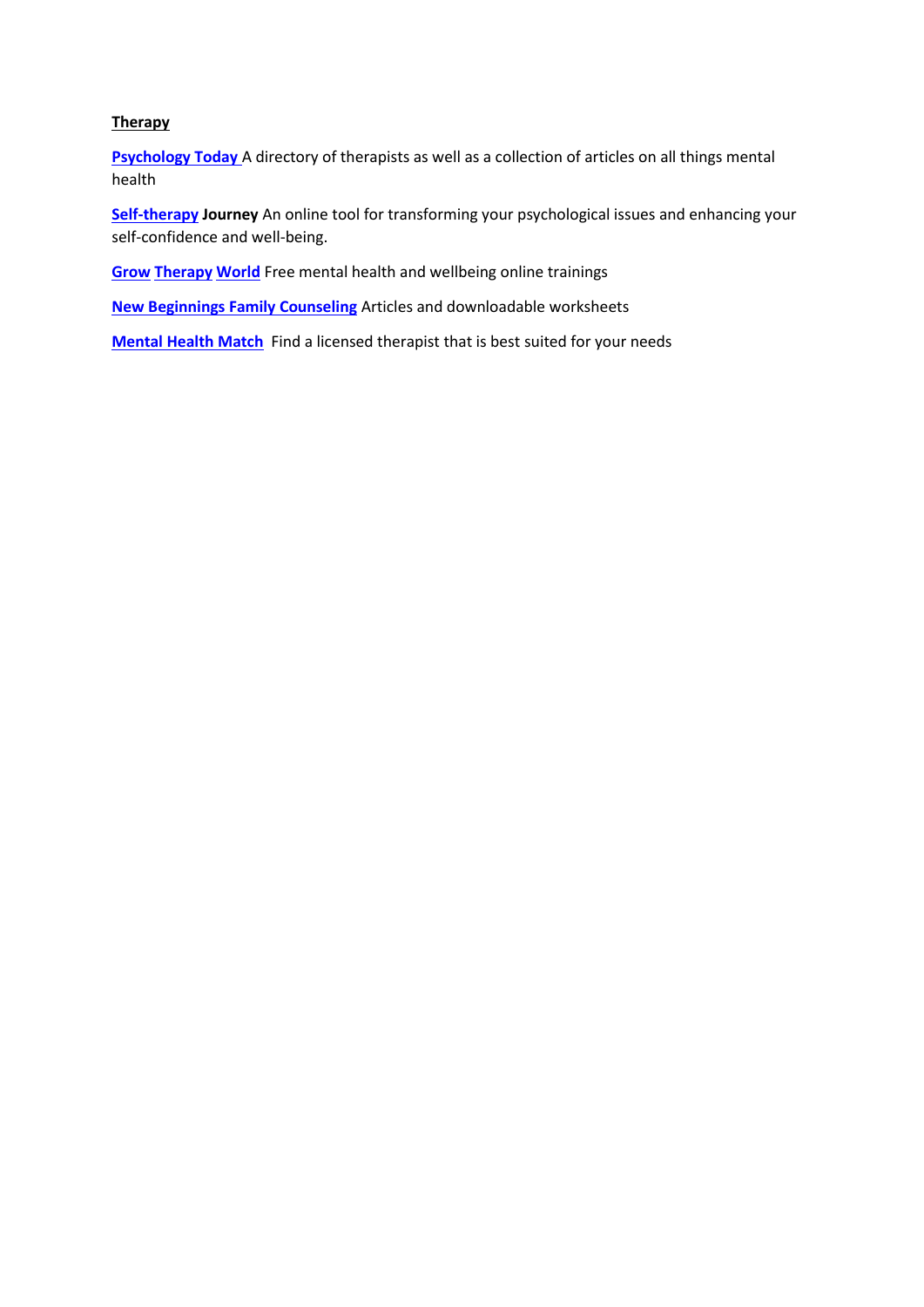**Therapy**

**Psychology Today** A directory of therapists as well as a collection of articles on all things mental health

**Self-therapy Journey** An online tool for transforming your psychological issues and enhancing your self-confidence and well-being.

**Grow Therapy World** Free mental health and wellbeing online trainings

**New Beginnings Family Counseling** Articles and downloadable worksheets

**Mental Health Match** Find a licensed therapist that is best suited for your needs